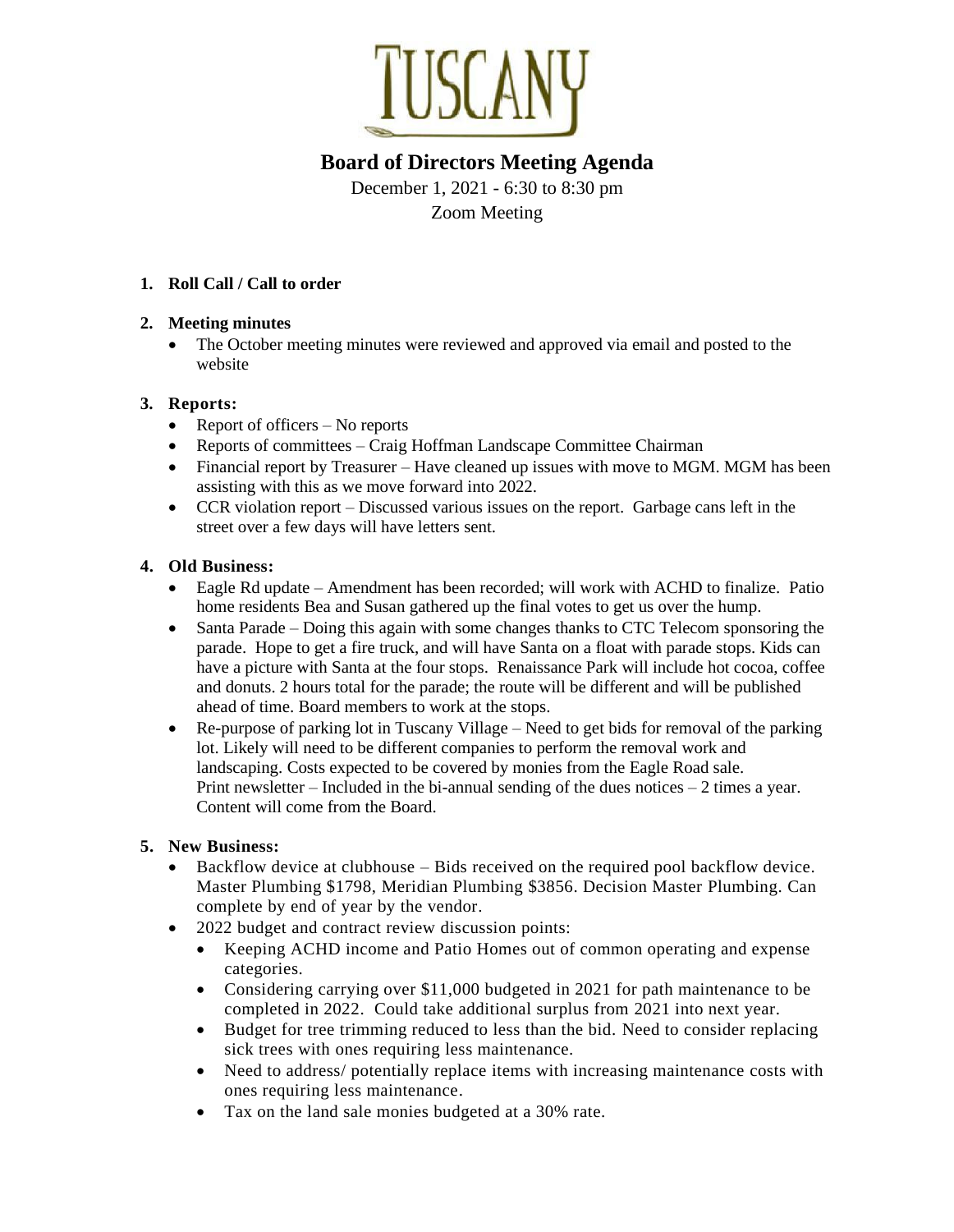# TUSCANY

## Board of Directors Meeting Agenda

December 1, 2021 - 6:30 to 8:30 pm

Zoom Meeting

1. **Roll Call / Call to order**

2. **Meeting minutes**
   - The October meeting minutes were reviewed and approved via email and posted to the website

3. **Reports:**
   - Report of officers – No reports
   - Reports of committees – Craig Hoffman Landscape Committee Chairman
   - Financial report by Treasurer – Have cleaned up issues with move to MGM. MGM has been assisting with this as we move forward into 2022.
   - CCR violation report – Discussed various issues on the report. Garbage cans left in the street over a few days will have letters sent.

4. **Old Business:**
   - Eagle Rd update – Amendment has been recorded; will work with ACHD to finalize. Patio home residents Bea and Susan gathered up the final votes to get us over the hump.
   - Santa Parade – Doing this again with some changes thanks to CTC Telecom sponsoring the parade. Hope to get a fire truck, and will have Santa on a float with parade stops. Kids can have a picture with Santa at the four stops. Renaissance Park will include hot cocoa, coffee and donuts. 2 hours total for the parade; the route will be different and will be published ahead of time. Board members to work at the stops.
   - Re-purpose of parking lot in Tuscany Village – Need to get bids for removal of the parking lot. Likely will need to be different companies to perform the removal work and landscaping. Costs expected to be covered by monies from the Eagle Road sale. Print newsletter – Included in the bi-annual sending of the dues notices – 2 times a year. Content will come from the Board.

5. **New Business:**
   - Backflow device at clubhouse – Bids received on the required pool backflow device. Master Plumbing $1798, Meridian Plumbing $3856. Decision Master Plumbing. Can complete by end of year by the vendor.
   - 2022 budget and contract review discussion points:
     - Keeping ACHD income and Patio Homes out of common operating and expense categories.
     - Considering carrying over $11,000 budgeted in 2021 for path maintenance to be completed in 2022. Could take additional surplus from 2021 into next year.
     - Budget for tree trimming reduced to less than the bid. Need to consider replacing sick trees with ones requiring less maintenance.
     - Need to address/ potentially replace items with increasing maintenance costs with ones requiring less maintenance.
     - Tax on the land sale monies budgeted at a 30% rate.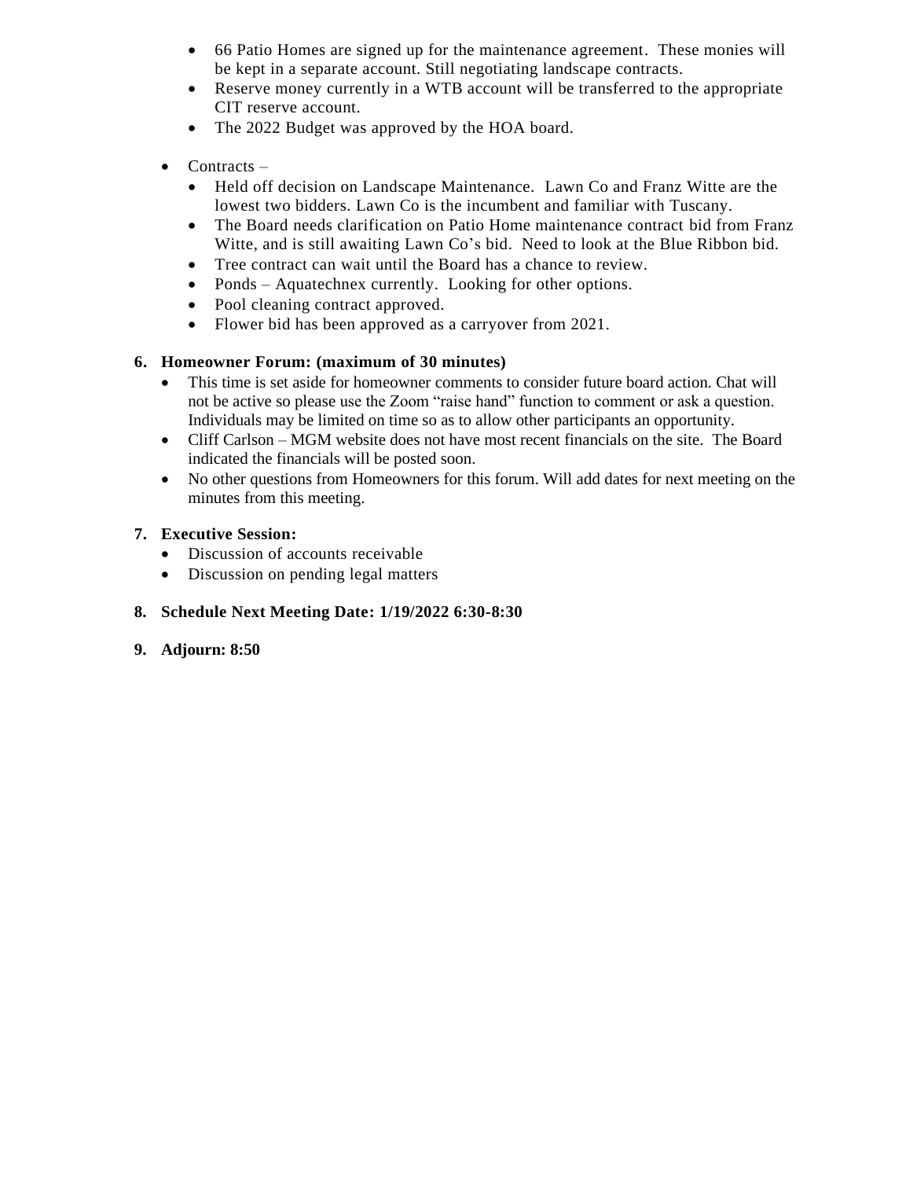- 66 Patio Homes are signed up for the maintenance agreement. These monies will be kept in a separate account. Still negotiating landscape contracts.
- Reserve money currently in a WTB account will be transferred to the appropriate CIT reserve account.
- The 2022 Budget was approved by the HOA board.

- Contracts –
  - Held off decision on Landscape Maintenance. Lawn Co and Franz Witte are the lowest two bidders. Lawn Co is the incumbent and familiar with Tuscany.
  - The Board needs clarification on Patio Home maintenance contract bid from Franz Witte, and is still awaiting Lawn Co's bid. Need to look at the Blue Ribbon bid.
  - Tree contract can wait until the Board has a chance to review.
  - Ponds – Aquatechnex currently. Looking for other options.
  - Pool cleaning contract approved.
  - Flower bid has been approved as a carryover from 2021.

6. **Homeowner Forum: (maximum of 30 minutes)**
   - This time is set aside for homeowner comments to consider future board action. Chat will not be active so please use the Zoom "raise hand" function to comment or ask a question. Individuals may be limited on time so as to allow other participants an opportunity.
   - Cliff Carlson – MGM website does not have most recent financials on the site. The Board indicated the financials will be posted soon.
   - No other questions from Homeowners for this forum. Will add dates for next meeting on the minutes from this meeting.

7. **Executive Session:**
   - Discussion of accounts receivable
   - Discussion on pending legal matters

8. **Schedule Next Meeting Date: 1/19/2022 6:30-8:30**

9. **Adjourn: 8:50**